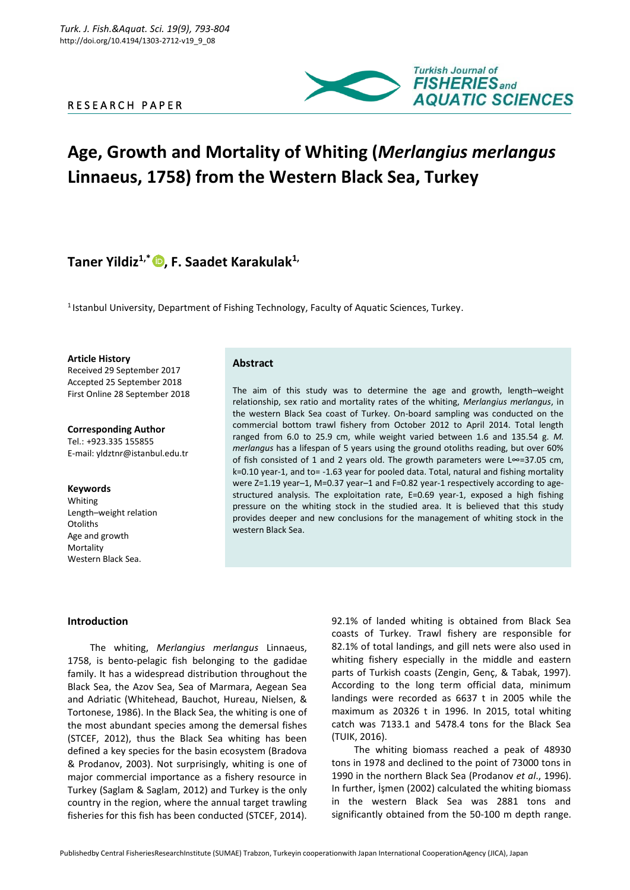RESEARCH PAPER

# Age, Growth and Mortality of Whiting (*Merlangius merlangus* Linnaeus, 1758) from the Western Black Sea, Turkey

## Taner Yildiz[1,*], F. Saadet Karakulak[1,]

[1] Istanbul University, Department of Fishing Technology, Faculty of Aquatic Sciences, Turkey.

**Article History**
Received 29 September 2017
Accepted 25 September 2018
First Online 28 September 2018

**Corresponding Author**
Tel.: +923.335 155855
E-mail: yldztnr@istanbul.edu.tr

**Keywords**
Whiting
Length–weight relation
Otoliths
Age and growth
Mortality
Western Black Sea.

### Abstract

The aim of this study was to determine the age and growth, length–weight relationship, sex ratio and mortality rates of the whiting, *Merlangius merlangus*, in the western Black Sea coast of Turkey. On-board sampling was conducted on the commercial bottom trawl fishery from October 2012 to April 2014. Total length ranged from 6.0 to 25.9 cm, while weight varied between 1.6 and 135.54 g. *M. merlangus* has a lifespan of 5 years using the ground otoliths reading, but over 60% of fish consisted of 1 and 2 years old. The growth parameters were $L_\infty$=37.05 cm, k=0.10 year-1, and $t_0$= -1.63 year for pooled data. Total, natural and fishing mortality were Z=1.19 year–1, M=0.37 year–1 and F=0.82 year-1 respectively according to age-structured analysis. The exploitation rate, E=0.69 year-1, exposed a high fishing pressure on the whiting stock in the studied area. It is believed that this study provides deeper and new conclusions for the management of whiting stock in the western Black Sea.

### Introduction

The whiting, *Merlangius merlangus* Linnaeus, 1758, is bento-pelagic fish belonging to the gadidae family. It has a widespread distribution throughout the Black Sea, the Azov Sea, Sea of Marmara, Aegean Sea and Adriatic (Whitehead, Bauchot, Hureau, Nielsen, & Tortonese, 1986). In the Black Sea, the whiting is one of the most abundant species among the demersal fishes (STCEF, 2012), thus the Black Sea whiting has been defined a key species for the basin ecosystem (Bradova & Prodanov, 2003). Not surprisingly, whiting is one of major commercial importance as a fishery resource in Turkey (Saglam & Saglam, 2012) and Turkey is the only country in the region, where the annual target trawling fisheries for this fish has been conducted (STCEF, 2014). 92.1% of landed whiting is obtained from Black Sea coasts of Turkey. Trawl fishery are responsible for 82.1% of total landings, and gill nets were also used in whiting fishery especially in the middle and eastern parts of Turkish coasts (Zengin, Genç, & Tabak, 1997). According to the long term official data, minimum landings were recorded as 6637 t in 2005 while the maximum as 20326 t in 1996. In 2015, total whiting catch was 7133.1 and 5478.4 tons for the Black Sea (TUIK, 2016).

The whiting biomass reached a peak of 48930 tons in 1978 and declined to the point of 73000 tons in 1990 in the northern Black Sea (Prodanov *et al*., 1996). In further, İşmen (2002) calculated the whiting biomass in the western Black Sea was 2881 tons and significantly obtained from the 50-100 m depth range.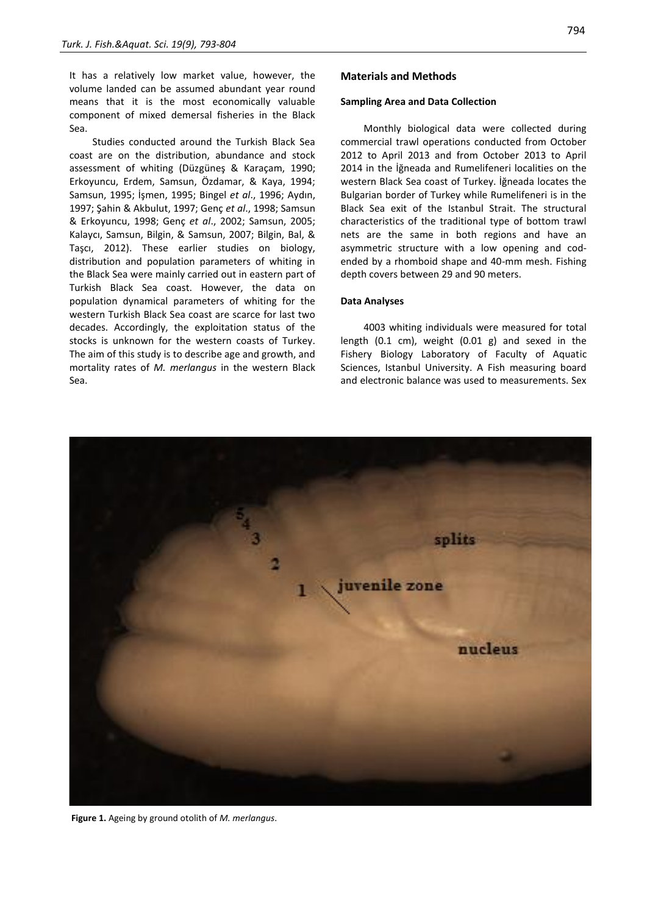It has a relatively low market value, however, the volume landed can be assumed abundant year round means that it is the most economically valuable component of mixed demersal fisheries in the Black Sea.

Studies conducted around the Turkish Black Sea coast are on the distribution, abundance and stock assessment of whiting (Düzgüneş & Karaçam, 1990; Erkoyuncu, Erdem, Samsun, Özdamar, & Kaya, 1994; Samsun, 1995; İşmen, 1995; Bingel *et al*., 1996; Aydın, 1997; Şahin & Akbulut, 1997; Genç *et al*., 1998; Samsun & Erkoyuncu, 1998; Genç *et al*., 2002; Samsun, 2005; Kalaycı, Samsun, Bilgin, & Samsun, 2007; Bilgin, Bal, & Taşcı, 2012). These earlier studies on biology, distribution and population parameters of whiting in the Black Sea were mainly carried out in eastern part of Turkish Black Sea coast. However, the data on population dynamical parameters of whiting for the western Turkish Black Sea coast are scarce for last two decades. Accordingly, the exploitation status of the stocks is unknown for the western coasts of Turkey. The aim of this study is to describe age and growth, and mortality rates of *M. merlangus* in the western Black Sea.

## Materials and Methods

### Sampling Area and Data Collection

Monthly biological data were collected during commercial trawl operations conducted from October 2012 to April 2013 and from October 2013 to April 2014 in the İğneada and Rumelifeneri localities on the western Black Sea coast of Turkey. İğneada locates the Bulgarian border of Turkey while Rumelifeneri is in the Black Sea exit of the Istanbul Strait. The structural characteristics of the traditional type of bottom trawl nets are the same in both regions and have an asymmetric structure with a low opening and cod-ended by a rhomboid shape and 40-mm mesh. Fishing depth covers between 29 and 90 meters.

### Data Analyses

4003 whiting individuals were measured for total length (0.1 cm), weight (0.01 g) and sexed in the Fishery Biology Laboratory of Faculty of Aquatic Sciences, Istanbul University. A Fish measuring board and electronic balance was used to measurements. Sex

**Figure 1.** Ageing by ground otolith of *M. merlangus*.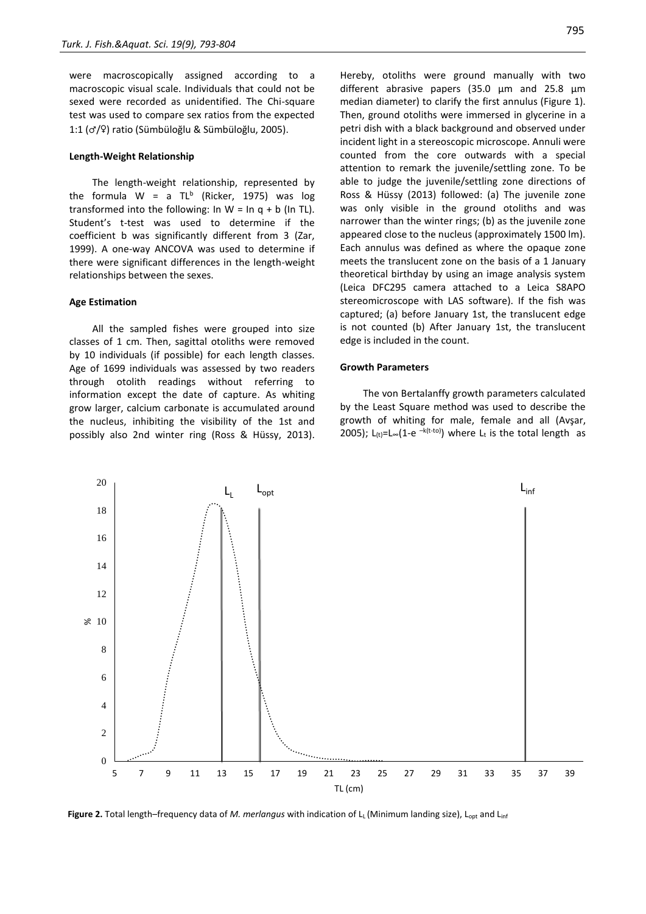were macroscopically assigned according to a macroscopic visual scale. Individuals that could not be sexed were recorded as unidentified. The Chi-square test was used to compare sex ratios from the expected 1:1 (♂/♀) ratio (Sümbüloğlu & Sümbüloğlu, 2005).

### Length-Weight Relationship

The length-weight relationship, represented by the formula W = a $TL^b$ (Ricker, 1975) was log transformed into the following: ln W = ln q + b (ln TL). Student's t-test was used to determine if the coefficient b was significantly different from 3 (Zar, 1999). A one-way ANCOVA was used to determine if there were significant differences in the length-weight relationships between the sexes.

### Age Estimation

All the sampled fishes were grouped into size classes of 1 cm. Then, sagittal otoliths were removed by 10 individuals (if possible) for each length classes. Age of 1699 individuals was assessed by two readers through otolith readings without referring to information except the date of capture. As whiting grow larger, calcium carbonate is accumulated around the nucleus, inhibiting the visibility of the 1st and possibly also 2nd winter ring (Ross & Hüssy, 2013). Hereby, otoliths were ground manually with two different abrasive papers (35.0 µm and 25.8 µm median diameter) to clarify the first annulus (Figure 1). Then, ground otoliths were immersed in glycerine in a petri dish with a black background and observed under incident light in a stereoscopic microscope. Annuli were counted from the core outwards with a special attention to remark the juvenile/settling zone. To be able to judge the juvenile/settling zone directions of Ross & Hüssy (2013) followed: (a) The juvenile zone was only visible in the ground otoliths and was narrower than the winter rings; (b) as the juvenile zone appeared close to the nucleus (approximately 1500 lm). Each annulus was defined as where the opaque zone meets the translucent zone on the basis of a 1 January theoretical birthday by using an image analysis system (Leica DFC295 camera attached to a Leica S8APO stereomicroscope with LAS software). If the fish was captured; (a) before January 1st, the translucent edge is not counted (b) After January 1st, the translucent edge is included in the count.

### Growth Parameters

The von Bertalanffy growth parameters calculated by the Least Square method was used to describe the growth of whiting for male, female and all (Avşar, 2005); $L_{(t)}=L_\infty(1-e^{-k(t-to)})$ where $L_t$ is the total length as

**Figure 2.** Total length–frequency data of *M. merlangus* with indication of $L_L$ (Minimum landing size), $L_{opt}$ and $L_{inf}$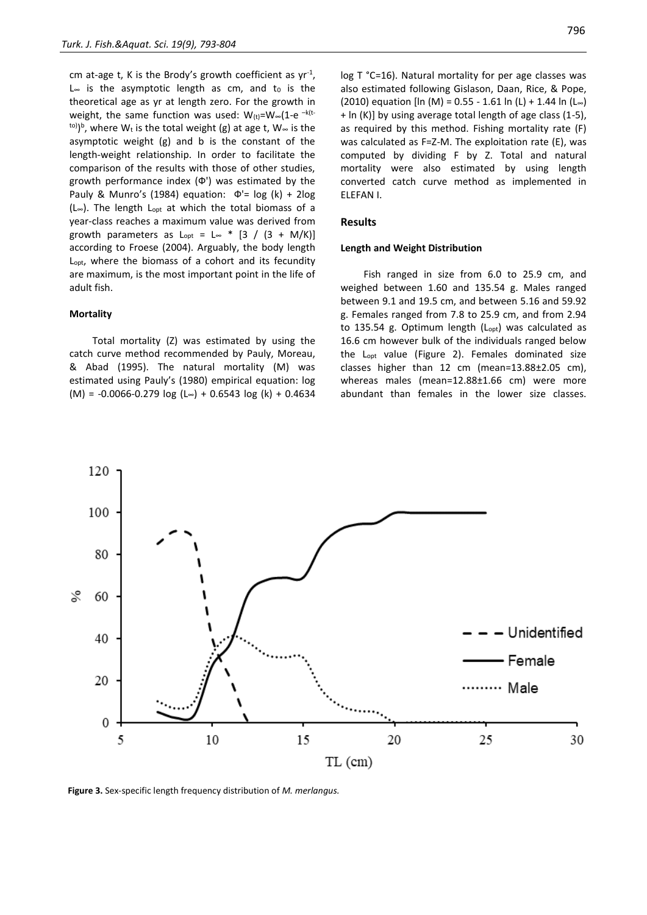cm at-age t, K is the Brody's growth coefficient as $yr^{-1}$, $L_\infty$ is the asymptotic length as cm, and $t_0$ is the theoretical age as yr at length zero. For the growth in weight, the same function was used: $W_{(t)}=W_\infty(1-e^{-k(t-t_0)})^b$, where $W_t$ is the total weight (g) at age t, $W_\infty$ is the asymptotic weight (g) and b is the constant of the length-weight relationship. In order to facilitate the comparison of the results with those of other studies, growth performance index (Φ') was estimated by the Pauly & Munro's (1984) equation: $\Phi' = \log(k) + 2\log(L_\infty)$. The length $L_{opt}$ at which the total biomass of a year-class reaches a maximum value was derived from growth parameters as $L_{opt} = L_\infty * [3 / (3 + M/K)]$ according to Froese (2004). Arguably, the body length $L_{opt}$, where the biomass of a cohort and its fecundity are maximum, is the most important point in the life of adult fish.

### Mortality

Total mortality (Z) was estimated by using the catch curve method recommended by Pauly, Moreau, & Abad (1995). The natural mortality (M) was estimated using Pauly's (1980) empirical equation: $\log(M) = -0.0066-0.279\log(L_\infty) + 0.6543\log(k) + 0.4634\log T$ °C=16). Natural mortality for per age classes was also estimated following Gislason, Daan, Rice, & Pope, (2010) equation [$\ln(M) = 0.55 - 1.61\ln(L) + 1.44\ln(L_\infty) + \ln(K)$] by using average total length of age class (1-5), as required by this method. Fishing mortality rate (F) was calculated as F=Z-M. The exploitation rate (E), was computed by dividing F by Z. Total and natural mortality were also estimated by using length converted catch curve method as implemented in ELEFAN I.

## Results

### Length and Weight Distribution

Fish ranged in size from 6.0 to 25.9 cm, and weighed between 1.60 and 135.54 g. Males ranged between 9.1 and 19.5 cm, and between 5.16 and 59.92 g. Females ranged from 7.8 to 25.9 cm, and from 2.94 to 135.54 g. Optimum length ($L_{opt}$) was calculated as 16.6 cm however bulk of the individuals ranged below the $L_{opt}$ value (Figure 2). Females dominated size classes higher than 12 cm (mean=13.88±2.05 cm), whereas males (mean=12.88±1.66 cm) were more abundant than females in the lower size classes.

**Figure 3.** Sex-specific length frequency distribution of *M. merlangus*.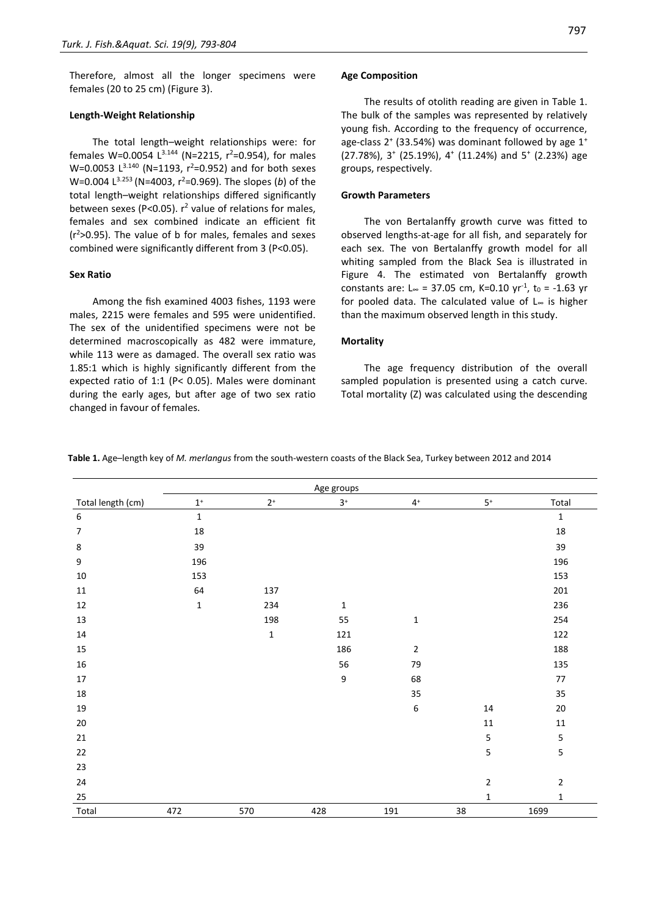Therefore, almost all the longer specimens were females (20 to 25 cm) (Figure 3).

### Length-Weight Relationship

The total length–weight relationships were: for females $W=0.0054\ L^{3.144}$ (N=2215, $r^2$=0.954), for males $W=0.0053\ L^{3.140}$ (N=1193, $r^2$=0.952) and for both sexes $W=0.004\ L^{3.253}$ (N=4003, $r^2$=0.969). The slopes (*b*) of the total length–weight relationships differed significantly between sexes ($P<0.05$). $r^2$ value of relations for males, females and sex combined indicate an efficient fit ($r^2>0.95$). The value of b for males, females and sexes combined were significantly different from 3 ($P<0.05$).

### Sex Ratio

Among the fish examined 4003 fishes, 1193 were males, 2215 were females and 595 were unidentified. The sex of the unidentified specimens were not be determined macroscopically as 482 were immature, while 113 were as damaged. The overall sex ratio was 1.85:1 which is highly significantly different from the expected ratio of 1:1 ($P< 0.05$). Males were dominant during the early ages, but after age of two sex ratio changed in favour of females.

### Age Composition

The results of otolith reading are given in Table 1. The bulk of the samples was represented by relatively young fish. According to the frequency of occurrence, age-class $2^+$ (33.54%) was dominant followed by age $1^+$ (27.78%), $3^+$ (25.19%), $4^+$ (11.24%) and $5^+$ (2.23%) age groups, respectively.

### Growth Parameters

The von Bertalanffy growth curve was fitted to observed lengths-at-age for all fish, and separately for each sex. The von Bertalanffy growth model for all whiting sampled from the Black Sea is illustrated in Figure 4. The estimated von Bertalanffy growth constants are: $L_\infty$ = 37.05 cm, K=0.10 $yr^{-1}$, $t_0$ = -1.63 yr for pooled data. The calculated value of $L_\infty$ is higher than the maximum observed length in this study.

### Mortality

The age frequency distribution of the overall sampled population is presented using a catch curve. Total mortality (Z) was calculated using the descending

**Table 1.** Age–length key of *M. merlangus* from the south-western coasts of the Black Sea, Turkey between 2012 and 2014

| | Age groups | | | | | |
|---|---|---|---|---|---|---|
| Total length (cm) | $1^+$ | $2^+$ | $3^+$ | $4^+$ | $5^+$ | Total |
| 6 | 1 | | | | | 1 |
| 7 | 18 | | | | | 18 |
| 8 | 39 | | | | | 39 |
| 9 | 196 | | | | | 196 |
| 10 | 153 | | | | | 153 |
| 11 | 64 | 137 | | | | 201 |
| 12 | 1 | 234 | 1 | | | 236 |
| 13 | | 198 | 55 | 1 | | 254 |
| 14 | | 1 | 121 | | | 122 |
| 15 | | | 186 | 2 | | 188 |
| 16 | | | 56 | 79 | | 135 |
| 17 | | | 9 | 68 | | 77 |
| 18 | | | | 35 | | 35 |
| 19 | | | | 6 | 14 | 20 |
| 20 | | | | | 11 | 11 |
| 21 | | | | | 5 | 5 |
| 22 | | | | | 5 | 5 |
| 23 | | | | | | |
| 24 | | | | | 2 | 2 |
| 25 | | | | | 1 | 1 |
| Total | 472 | 570 | 428 | 191 | 38 | 1699 |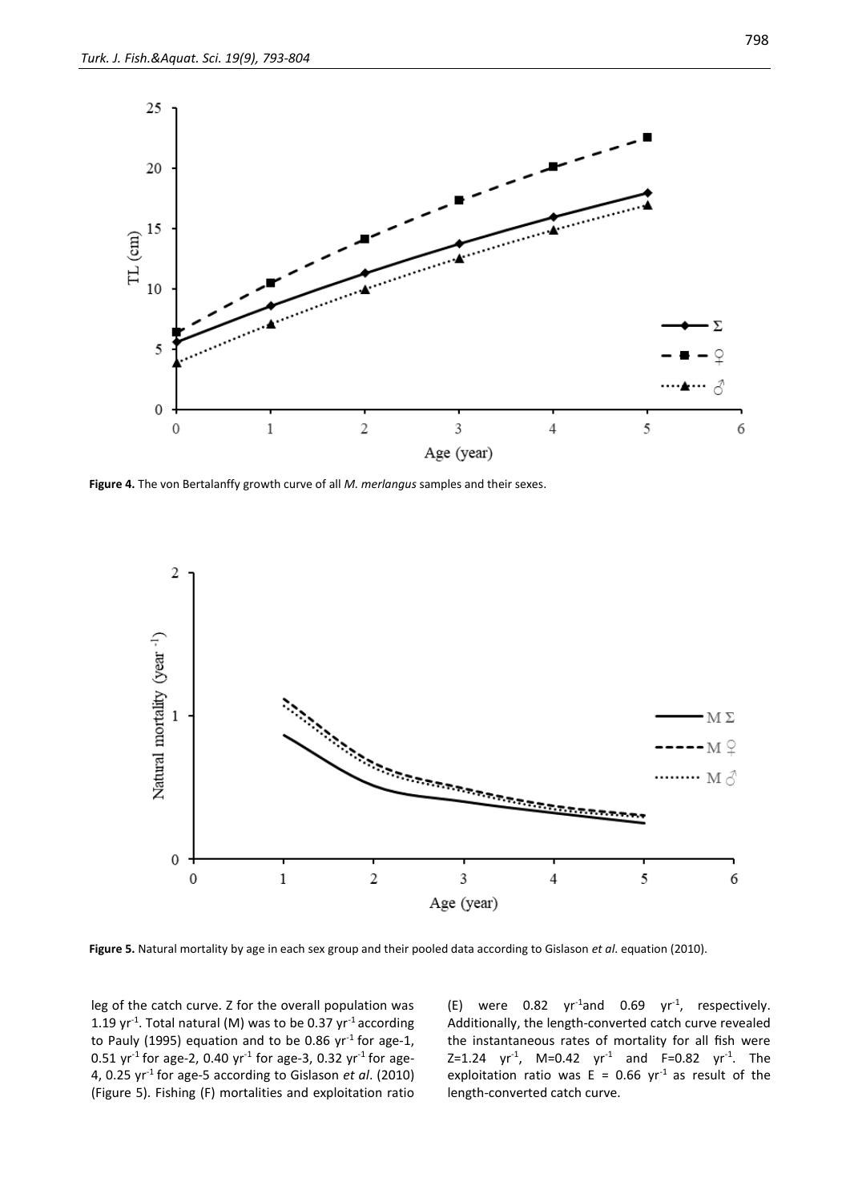**Figure 4.** The von Bertalanffy growth curve of all *M. merlangus* samples and their sexes.

**Figure 5.** Natural mortality by age in each sex group and their pooled data according to Gislason *et al*. equation (2010).

leg of the catch curve. Z for the overall population was 1.19 $yr^{-1}$. Total natural (M) was to be 0.37 $yr^{-1}$ according to Pauly (1995) equation and to be 0.86 $yr^{-1}$ for age-1, 0.51 $yr^{-1}$ for age-2, 0.40 $yr^{-1}$ for age-3, 0.32 $yr^{-1}$ for age-4, 0.25 $yr^{-1}$ for age-5 according to Gislason *et al*. (2010) (Figure 5). Fishing (F) mortalities and exploitation ratio (E) were 0.82 $yr^{-1}$and 0.69 $yr^{-1}$, respectively. Additionally, the length-converted catch curve revealed the instantaneous rates of mortality for all fish were Z=1.24 $yr^{-1}$, M=0.42 $yr^{-1}$ and F=0.82 $yr^{-1}$. The exploitation ratio was E = 0.66 $yr^{-1}$ as result of the length-converted catch curve.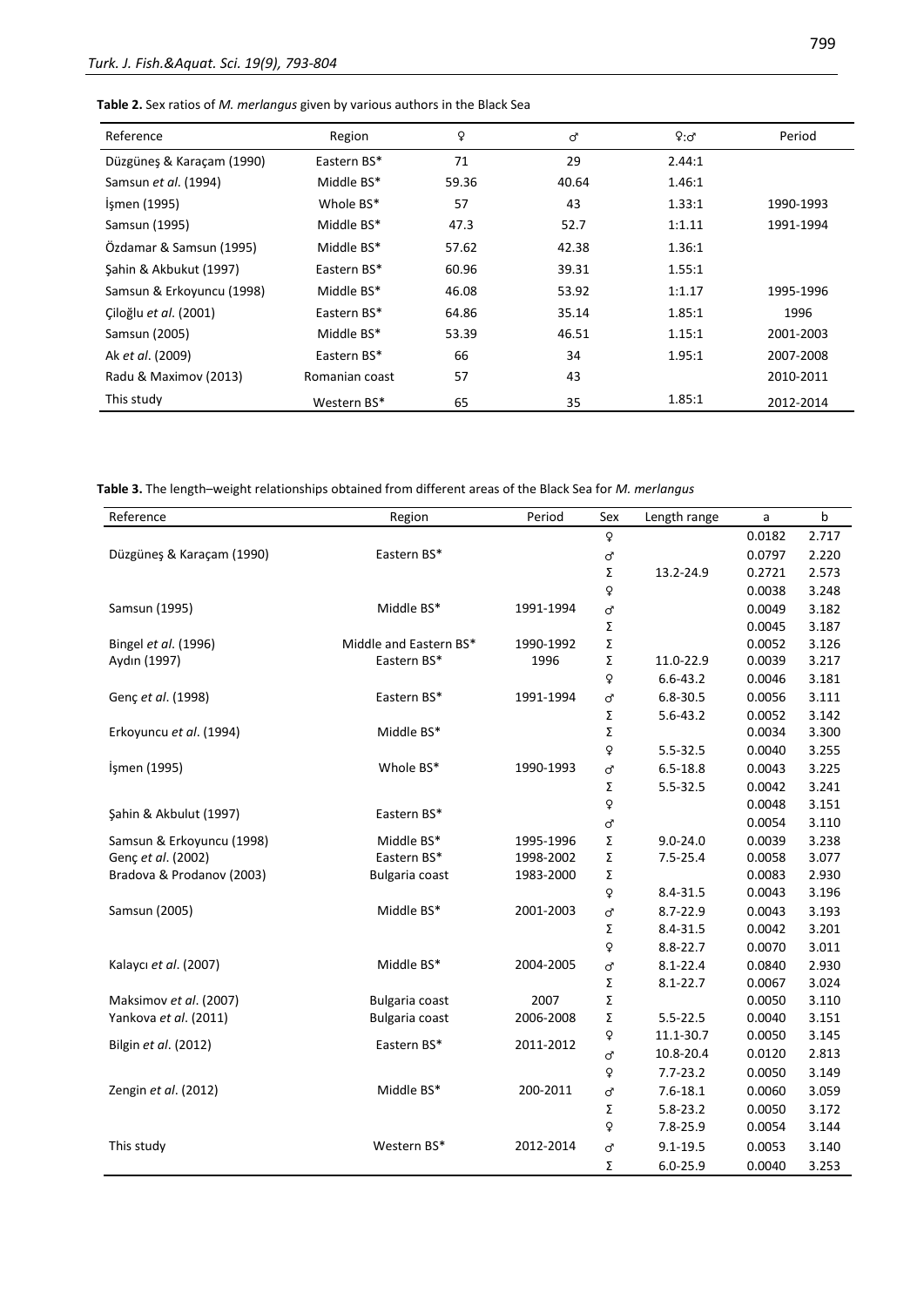**Table 2.** Sex ratios of *M. merlangus* given by various authors in the Black Sea

| Reference | Region | ♀ | ♂ | ♀:♂ | Period |
|---|---|---|---|---|---|
| Düzgüneş & Karaçam (1990) | Eastern BS* | 71 | 29 | 2.44:1 | |
| Samsun *et al.* (1994) | Middle BS* | 59.36 | 40.64 | 1.46:1 | |
| İşmen (1995) | Whole BS* | 57 | 43 | 1.33:1 | 1990-1993 |
| Samsun (1995) | Middle BS* | 47.3 | 52.7 | 1:1.11 | 1991-1994 |
| Özdamar & Samsun (1995) | Middle BS* | 57.62 | 42.38 | 1.36:1 | |
| Şahin & Akbukut (1997) | Eastern BS* | 60.96 | 39.31 | 1.55:1 | |
| Samsun & Erkoyuncu (1998) | Middle BS* | 46.08 | 53.92 | 1:1.17 | 1995-1996 |
| Çiloğlu *et al.* (2001) | Eastern BS* | 64.86 | 35.14 | 1.85:1 | 1996 |
| Samsun (2005) | Middle BS* | 53.39 | 46.51 | 1.15:1 | 2001-2003 |
| Ak *et al.* (2009) | Eastern BS* | 66 | 34 | 1.95:1 | 2007-2008 |
| Radu & Maximov (2013) | Romanian coast | 57 | 43 | | 2010-2011 |
| This study | Western BS* | 65 | 35 | 1.85:1 | 2012-2014 |

**Table 3.** The length–weight relationships obtained from different areas of the Black Sea for *M. merlangus*

| Reference | Region | Period | Sex | Length range | a | b |
|---|---|---|---|---|---|---|
| Düzgüneş & Karaçam (1990) | Eastern BS* | | ♀ | | 0.0182 | 2.717 |
| | | | ♂ | | 0.0797 | 2.220 |
| | | | Σ | 13.2-24.9 | 0.2721 | 2.573 |
| Samsun (1995) | Middle BS* | 1991-1994 | ♀ | | 0.0038 | 3.248 |
| | | | ♂ | | 0.0049 | 3.182 |
| | | | Σ | | 0.0045 | 3.187 |
| Bingel *et al.* (1996) | Middle and Eastern BS* | 1990-1992 | Σ | | 0.0052 | 3.126 |
| Aydın (1997) | Eastern BS* | 1996 | Σ | 11.0-22.9 | 0.0039 | 3.217 |
| Genç *et al.* (1998) | Eastern BS* | 1991-1994 | ♀ | 6.6-43.2 | 0.0046 | 3.181 |
| | | | ♂ | 6.8-30.5 | 0.0056 | 3.111 |
| | | | Σ | 5.6-43.2 | 0.0052 | 3.142 |
| Erkoyuncu *et al.* (1994) | Middle BS* | | Σ | | 0.0034 | 3.300 |
| İşmen (1995) | Whole BS* | 1990-1993 | ♀ | 5.5-32.5 | 0.0040 | 3.255 |
| | | | ♂ | 6.5-18.8 | 0.0043 | 3.225 |
| | | | Σ | 5.5-32.5 | 0.0042 | 3.241 |
| Şahin & Akbulut (1997) | Eastern BS* | | ♀ | | 0.0048 | 3.151 |
| | | | ♂ | | 0.0054 | 3.110 |
| Samsun & Erkoyuncu (1998) | Middle BS* | 1995-1996 | Σ | 9.0-24.0 | 0.0039 | 3.238 |
| Genç *et al.* (2002) | Eastern BS* | 1998-2002 | Σ | 7.5-25.4 | 0.0058 | 3.077 |
| Bradova & Prodanov (2003) | Bulgaria coast | 1983-2000 | Σ | | 0.0083 | 2.930 |
| Samsun (2005) | Middle BS* | 2001-2003 | ♀ | 8.4-31.5 | 0.0043 | 3.196 |
| | | | ♂ | 8.7-22.9 | 0.0043 | 3.193 |
| | | | Σ | 8.4-31.5 | 0.0042 | 3.201 |
| Kalaycı *et al.* (2007) | Middle BS* | 2004-2005 | ♀ | 8.8-22.7 | 0.0070 | 3.011 |
| | | | ♂ | 8.1-22.4 | 0.0840 | 2.930 |
| | | | Σ | 8.1-22.7 | 0.0067 | 3.024 |
| Maksimov *et al.* (2007) | Bulgaria coast | 2007 | Σ | | 0.0050 | 3.110 |
| Yankova *et al.* (2011) | Bulgaria coast | 2006-2008 | Σ | 5.5-22.5 | 0.0040 | 3.151 |
| Bilgin *et al.* (2012) | Eastern BS* | 2011-2012 | ♀ | 11.1-30.7 | 0.0050 | 3.145 |
| | | | ♂ | 10.8-20.4 | 0.0120 | 2.813 |
| Zengin *et al.* (2012) | Middle BS* | 200-2011 | ♀ | 7.7-23.2 | 0.0050 | 3.149 |
| | | | ♂ | 7.6-18.1 | 0.0060 | 3.059 |
| | | | Σ | 5.8-23.2 | 0.0050 | 3.172 |
| This study | Western BS* | 2012-2014 | ♀ | 7.8-25.9 | 0.0054 | 3.144 |
| | | | ♂ | 9.1-19.5 | 0.0053 | 3.140 |
| | | | Σ | 6.0-25.9 | 0.0040 | 3.253 |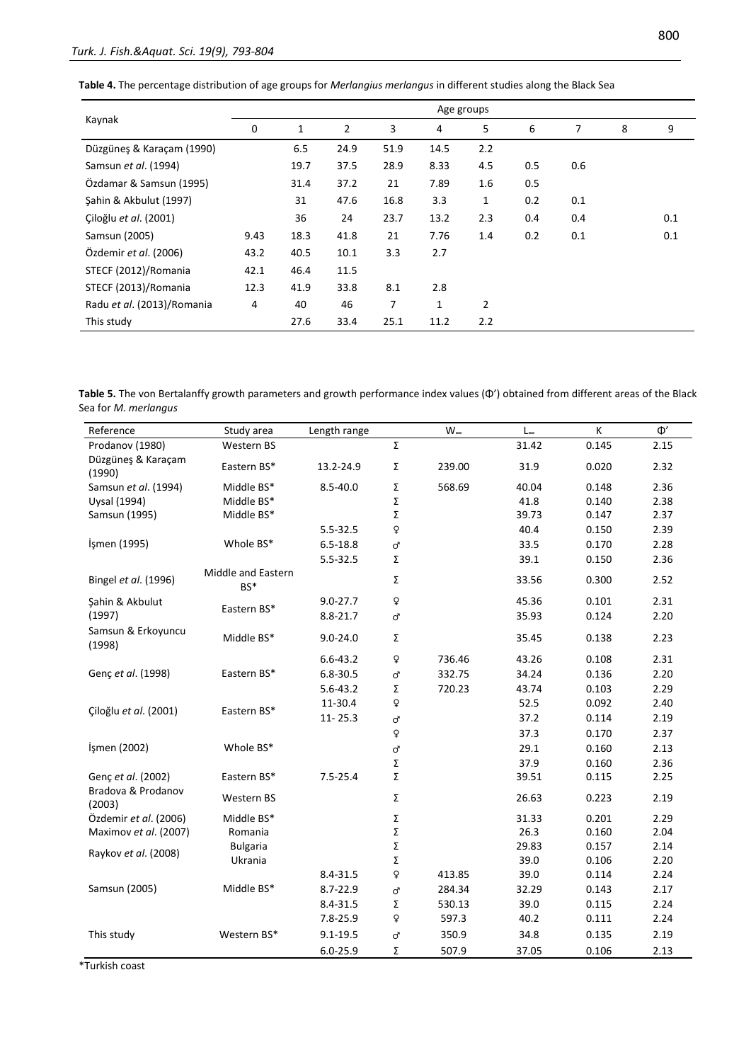**Table 4.** The percentage distribution of age groups for *Merlangius merlangus* in different studies along the Black Sea

| Kaynak | Age groups | | | | | | | | | |
|---|---|---|---|---|---|---|---|---|---|---|
| | 0 | 1 | 2 | 3 | 4 | 5 | 6 | 7 | 8 | 9 |
| Düzgüneş & Karaçam (1990) | | 6.5 | 24.9 | 51.9 | 14.5 | 2.2 | | | | |
| Samsun *et al*. (1994) | | 19.7 | 37.5 | 28.9 | 8.33 | 4.5 | 0.5 | 0.6 | | |
| Özdamar & Samsun (1995) | | 31.4 | 37.2 | 21 | 7.89 | 1.6 | 0.5 | | | |
| Şahin & Akbulut (1997) | | 31 | 47.6 | 16.8 | 3.3 | 1 | 0.2 | 0.1 | | |
| Çiloğlu *et al*. (2001) | | 36 | 24 | 23.7 | 13.2 | 2.3 | 0.4 | 0.4 | | 0.1 |
| Samsun (2005) | 9.43 | 18.3 | 41.8 | 21 | 7.76 | 1.4 | 0.2 | 0.1 | | 0.1 |
| Özdemir *et al*. (2006) | 43.2 | 40.5 | 10.1 | 3.3 | 2.7 | | | | | |
| STECF (2012)/Romania | 42.1 | 46.4 | 11.5 | | | | | | | |
| STECF (2013)/Romania | 12.3 | 41.9 | 33.8 | 8.1 | 2.8 | | | | | |
| Radu *et al*. (2013)/Romania | 4 | 40 | 46 | 7 | 1 | 2 | | | | |
| This study | | 27.6 | 33.4 | 25.1 | 11.2 | 2.2 | | | | |

**Table 5.** The von Bertalanffy growth parameters and growth performance index values (Φ′) obtained from different areas of the Black Sea for *M. merlangus*

| Reference | Study area | Length range | | $W_\infty$ | $L_\infty$ | K | Φ′ |
|---|---|---|---|---|---|---|---|
| Prodanov (1980) | Western BS | | Σ | | 31.42 | 0.145 | 2.15 |
| Düzgüneş & Karaçam (1990) | Eastern BS* | 13.2-24.9 | Σ | 239.00 | 31.9 | 0.020 | 2.32 |
| Samsun *et al*. (1994) | Middle BS* | 8.5-40.0 | Σ | 568.69 | 40.04 | 0.148 | 2.36 |
| Uysal (1994) | Middle BS* | | Σ | | 41.8 | 0.140 | 2.38 |
| Samsun (1995) | Middle BS* | | Σ | | 39.73 | 0.147 | 2.37 |
| İşmen (1995) | Whole BS* | 5.5-32.5 | ♀ | | 40.4 | 0.150 | 2.39 |
| | | 6.5-18.8 | ♂ | | 33.5 | 0.170 | 2.28 |
| | | 5.5-32.5 | Σ | | 39.1 | 0.150 | 2.36 |
| Bingel *et al*. (1996) | Middle and Eastern BS* | | Σ | | 33.56 | 0.300 | 2.52 |
| Şahin & Akbulut (1997) | Eastern BS* | 9.0-27.7 | ♀ | | 45.36 | 0.101 | 2.31 |
| | | 8.8-21.7 | ♂ | | 35.93 | 0.124 | 2.20 |
| Samsun & Erkoyuncu (1998) | Middle BS* | 9.0-24.0 | Σ | | 35.45 | 0.138 | 2.23 |
| Genç *et al*. (1998) | Eastern BS* | 6.6-43.2 | ♀ | 736.46 | 43.26 | 0.108 | 2.31 |
| | | 6.8-30.5 | ♂ | 332.75 | 34.24 | 0.136 | 2.20 |
| | | 5.6-43.2 | Σ | 720.23 | 43.74 | 0.103 | 2.29 |
| Çiloğlu *et al*. (2001) | Eastern BS* | 11-30.4 | ♀ | | 52.5 | 0.092 | 2.40 |
| | | 11- 25.3 | ♂ | | 37.2 | 0.114 | 2.19 |
| İşmen (2002) | Whole BS* | | ♀ | | 37.3 | 0.170 | 2.37 |
| | | | ♂ | | 29.1 | 0.160 | 2.13 |
| | | | Σ | | 37.9 | 0.160 | 2.36 |
| Genç *et al*. (2002) | Eastern BS* | 7.5-25.4 | Σ | | 39.51 | 0.115 | 2.25 |
| Bradova & Prodanov (2003) | Western BS | | Σ | | 26.63 | 0.223 | 2.19 |
| Özdemir *et al*. (2006) | Middle BS* | | Σ | | 31.33 | 0.201 | 2.29 |
| Maximov *et al*. (2007) | Romania | | Σ | | 26.3 | 0.160 | 2.04 |
| Raykov *et al*. (2008) | Bulgaria | | Σ | | 29.83 | 0.157 | 2.14 |
| | Ukrania | | Σ | | 39.0 | 0.106 | 2.20 |
| Samsun (2005) | Middle BS* | 8.4-31.5 | ♀ | 413.85 | 39.0 | 0.114 | 2.24 |
| | | 8.7-22.9 | ♂ | 284.34 | 32.29 | 0.143 | 2.17 |
| | | 8.4-31.5 | Σ | 530.13 | 39.0 | 0.115 | 2.24 |
| This study | Western BS* | 7.8-25.9 | ♀ | 597.3 | 40.2 | 0.111 | 2.24 |
| | | 9.1-19.5 | ♂ | 350.9 | 34.8 | 0.135 | 2.19 |
| | | 6.0-25.9 | Σ | 507.9 | 37.05 | 0.106 | 2.13 |

*Turkish coast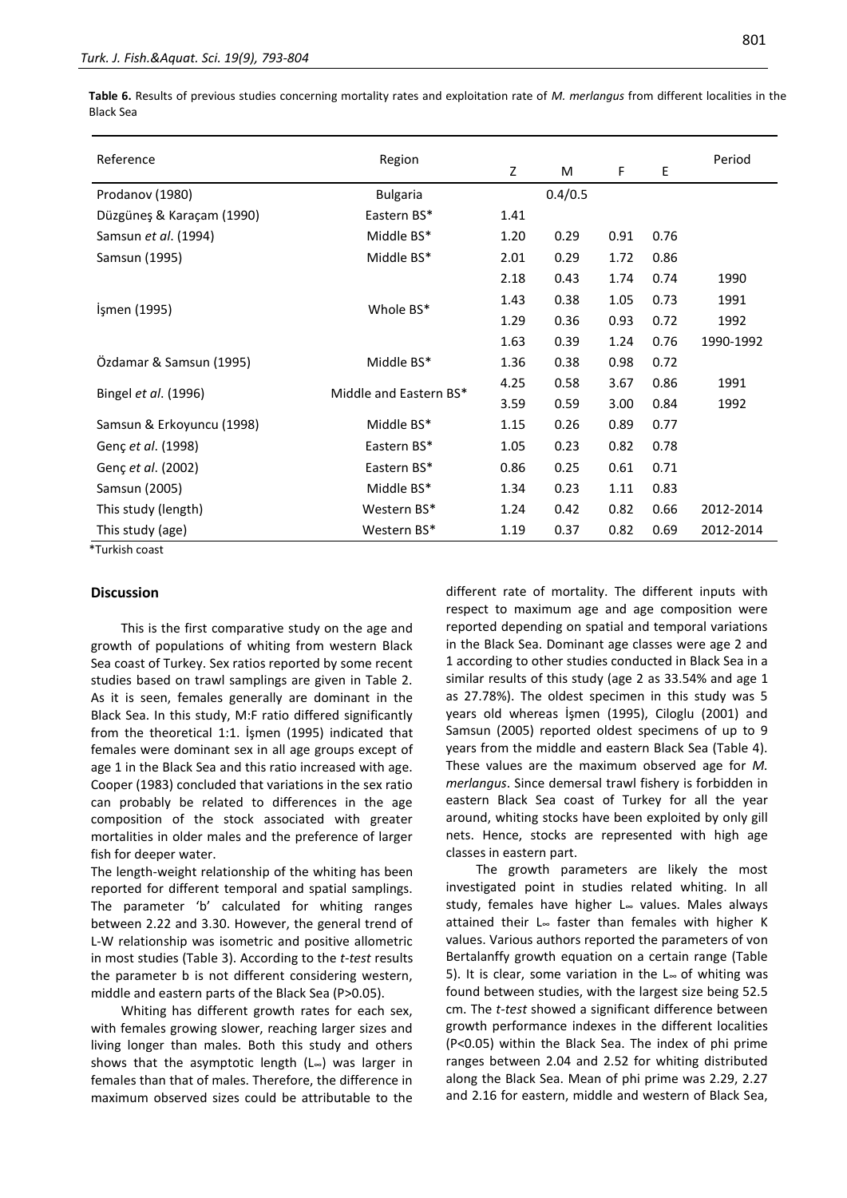**Table 6.** Results of previous studies concerning mortality rates and exploitation rate of *M. merlangus* from different localities in the Black Sea

| Reference | Region | Z | M | F | E | Period |
|---|---|---|---|---|---|---|
| Prodanov (1980) | Bulgaria | | 0.4/0.5 | | | |
| Düzgüneş & Karaçam (1990) | Eastern BS* | 1.41 | | | | |
| Samsun *et al*. (1994) | Middle BS* | 1.20 | 0.29 | 0.91 | 0.76 | |
| Samsun (1995) | Middle BS* | 2.01 | 0.29 | 1.72 | 0.86 | |
| İşmen (1995) | Whole BS* | 2.18 | 0.43 | 1.74 | 0.74 | 1990 |
| | | 1.43 | 0.38 | 1.05 | 0.73 | 1991 |
| | | 1.29 | 0.36 | 0.93 | 0.72 | 1992 |
| | | 1.63 | 0.39 | 1.24 | 0.76 | 1990-1992 |
| Özdamar & Samsun (1995) | Middle BS* | 1.36 | 0.38 | 0.98 | 0.72 | |
| Bingel *et al*. (1996) | Middle and Eastern BS* | 4.25 | 0.58 | 3.67 | 0.86 | 1991 |
| | | 3.59 | 0.59 | 3.00 | 0.84 | 1992 |
| Samsun & Erkoyuncu (1998) | Middle BS* | 1.15 | 0.26 | 0.89 | 0.77 | |
| Genç *et al*. (1998) | Eastern BS* | 1.05 | 0.23 | 0.82 | 0.78 | |
| Genç *et al*. (2002) | Eastern BS* | 0.86 | 0.25 | 0.61 | 0.71 | |
| Samsun (2005) | Middle BS* | 1.34 | 0.23 | 1.11 | 0.83 | |
| This study (length) | Western BS* | 1.24 | 0.42 | 0.82 | 0.66 | 2012-2014 |
| This study (age) | Western BS* | 1.19 | 0.37 | 0.82 | 0.69 | 2012-2014 |

*Turkish coast

## Discussion

This is the first comparative study on the age and growth of populations of whiting from western Black Sea coast of Turkey. Sex ratios reported by some recent studies based on trawl samplings are given in Table 2. As it is seen, females generally are dominant in the Black Sea. In this study, M:F ratio differed significantly from the theoretical 1:1. İşmen (1995) indicated that females were dominant sex in all age groups except of age 1 in the Black Sea and this ratio increased with age. Cooper (1983) concluded that variations in the sex ratio can probably be related to differences in the age composition of the stock associated with greater mortalities in older males and the preference of larger fish for deeper water.

The length-weight relationship of the whiting has been reported for different temporal and spatial samplings. The parameter 'b' calculated for whiting ranges between 2.22 and 3.30. However, the general trend of L-W relationship was isometric and positive allometric in most studies (Table 3). According to the *t-test* results the parameter b is not different considering western, middle and eastern parts of the Black Sea ($P>0.05$).

Whiting has different growth rates for each sex, with females growing slower, reaching larger sizes and living longer than males. Both this study and others shows that the asymptotic length ($L_\infty$) was larger in females than that of males. Therefore, the difference in maximum observed sizes could be attributable to the different rate of mortality. The different inputs with respect to maximum age and age composition were reported depending on spatial and temporal variations in the Black Sea. Dominant age classes were age 2 and 1 according to other studies conducted in Black Sea in a similar results of this study (age 2 as 33.54% and age 1 as 27.78%). The oldest specimen in this study was 5 years old whereas İşmen (1995), Ciloglu (2001) and Samsun (2005) reported oldest specimens of up to 9 years from the middle and eastern Black Sea (Table 4). These values are the maximum observed age for *M. merlangus*. Since demersal trawl fishery is forbidden in eastern Black Sea coast of Turkey for all the year around, whiting stocks have been exploited by only gill nets. Hence, stocks are represented with high age classes in eastern part.

The growth parameters are likely the most investigated point in studies related whiting. In all study, females have higher $L_\infty$ values. Males always attained their $L_\infty$ faster than females with higher K values. Various authors reported the parameters of von Bertalanffy growth equation on a certain range (Table 5). It is clear, some variation in the $L_\infty$ of whiting was found between studies, with the largest size being 52.5 cm. The *t-test* showed a significant difference between growth performance indexes in the different localities ($P<0.05$) within the Black Sea. The index of phi prime ranges between 2.04 and 2.52 for whiting distributed along the Black Sea. Mean of phi prime was 2.29, 2.27 and 2.16 for eastern, middle and western of Black Sea,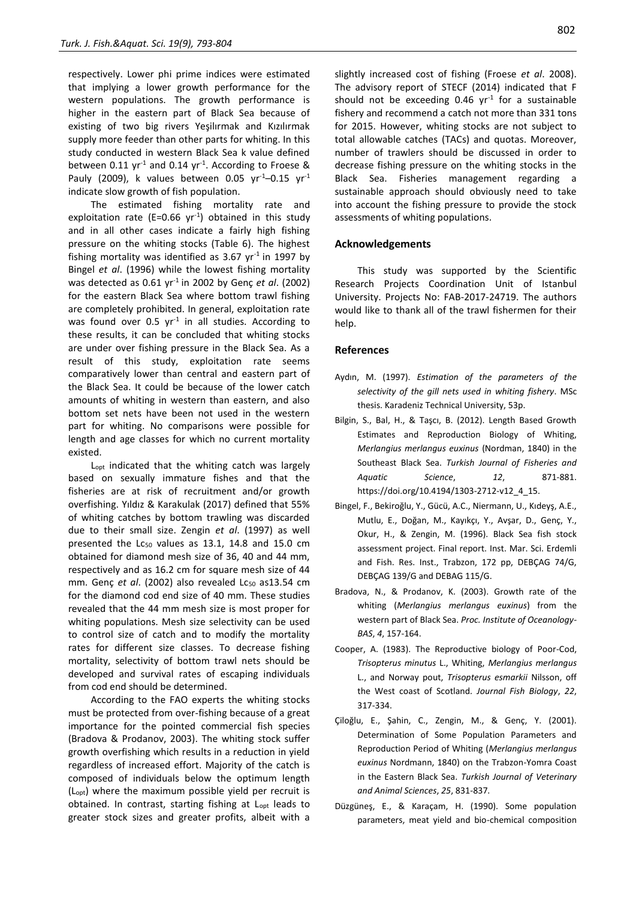respectively. Lower phi prime indices were estimated that implying a lower growth performance for the western populations. The growth performance is higher in the eastern part of Black Sea because of existing of two big rivers Yeşilırmak and Kızılırmak supply more feeder than other parts for whiting. In this study conducted in western Black Sea k value defined between 0.11 $yr^{-1}$ and 0.14 $yr^{-1}$. According to Froese & Pauly (2009), k values between 0.05 $yr^{-1}$–0.15 $yr^{-1}$ indicate slow growth of fish population.

The estimated fishing mortality rate and exploitation rate (E=0.66 $yr^{-1}$) obtained in this study and in all other cases indicate a fairly high fishing pressure on the whiting stocks (Table 6). The highest fishing mortality was identified as 3.67 $yr^{-1}$ in 1997 by Bingel *et al*. (1996) while the lowest fishing mortality was detected as 0.61 $yr^{-1}$ in 2002 by Genç *et al*. (2002) for the eastern Black Sea where bottom trawl fishing are completely prohibited. In general, exploitation rate was found over 0.5 $yr^{-1}$ in all studies. According to these results, it can be concluded that whiting stocks are under over fishing pressure in the Black Sea. As a result of this study, exploitation rate seems comparatively lower than central and eastern part of the Black Sea. It could be because of the lower catch amounts of whiting in western than eastern, and also bottom set nets have been not used in the western part for whiting. No comparisons were possible for length and age classes for which no current mortality existed.

$L_{opt}$ indicated that the whiting catch was largely based on sexually immature fishes and that the fisheries are at risk of recruitment and/or growth overfishing. Yıldız & Karakulak (2017) defined that 55% of whiting catches by bottom trawling was discarded due to their small size. Zengin *et al*. (1997) as well presented the $Lc_{50}$ values as 13.1, 14.8 and 15.0 cm obtained for diamond mesh size of 36, 40 and 44 mm, respectively and as 16.2 cm for square mesh size of 44 mm. Genç *et al*. (2002) also revealed $Lc_{50}$ as13.54 cm for the diamond cod end size of 40 mm. These studies revealed that the 44 mm mesh size is most proper for whiting populations. Mesh size selectivity can be used to control size of catch and to modify the mortality rates for different size classes. To decrease fishing mortality, selectivity of bottom trawl nets should be developed and survival rates of escaping individuals from cod end should be determined.

According to the FAO experts the whiting stocks must be protected from over-fishing because of a great importance for the pointed commercial fish species (Bradova & Prodanov, 2003). The whiting stock suffer growth overfishing which results in a reduction in yield regardless of increased effort. Majority of the catch is composed of individuals below the optimum length ($L_{opt}$) where the maximum possible yield per recruit is obtained. In contrast, starting fishing at $L_{opt}$ leads to greater stock sizes and greater profits, albeit with a slightly increased cost of fishing (Froese *et al*. 2008). The advisory report of STECF (2014) indicated that F should not be exceeding 0.46 $yr^{-1}$ for a sustainable fishery and recommend a catch not more than 331 tons for 2015. However, whiting stocks are not subject to total allowable catches (TACs) and quotas. Moreover, number of trawlers should be discussed in order to decrease fishing pressure on the whiting stocks in the Black Sea. Fisheries management regarding a sustainable approach should obviously need to take into account the fishing pressure to provide the stock assessments of whiting populations.

## Acknowledgements

This study was supported by the Scientific Research Projects Coordination Unit of Istanbul University. Projects No: FAB-2017-24719. The authors would like to thank all of the trawl fishermen for their help.

## References

Aydın, M. (1997). *Estimation of the parameters of the selectivity of the gill nets used in whiting fishery*. MSc thesis. Karadeniz Technical University, 53p.

Bilgin, S., Bal, H., & Taşcı, B. (2012). Length Based Growth Estimates and Reproduction Biology of Whiting, *Merlangius merlangus euxinus* (Nordman, 1840) in the Southeast Black Sea. *Turkish Journal of Fisheries and Aquatic Science*, *12*, 871-881. https://doi.org/10.4194/1303-2712-v12_4_15.

Bingel, F., Bekiroğlu, Y., Gücü, A.C., Niermann, U., Kıdeyş, A.E., Mutlu, E., Doğan, M., Kayıkçı, Y., Avşar, D., Genç, Y., Okur, H., & Zengin, M. (1996). Black Sea fish stock assessment project. Final report. Inst. Mar. Sci. Erdemli and Fish. Res. Inst., Trabzon, 172 pp, DEBÇAG 74/G, DEBÇAG 139/G and DEBAG 115/G.

Bradova, N., & Prodanov, K. (2003). Growth rate of the whiting (*Merlangius merlangus euxinus*) from the western part of Black Sea. *Proc. Institute of Oceanology-BAS*, *4*, 157-164.

Cooper, A. (1983). The Reproductive biology of Poor-Cod, *Trisopterus minutus* L., Whiting, *Merlangius merlangus* L., and Norway pout, *Trisopterus esmarkii* Nilsson, off the West coast of Scotland. *Journal Fish Biology*, *22*, 317-334.

Çiloğlu, E., Şahin, C., Zengin, M., & Genç, Y. (2001). Determination of Some Population Parameters and Reproduction Period of Whiting (*Merlangius merlangus euxinus* Nordmann, 1840) on the Trabzon-Yomra Coast in the Eastern Black Sea. *Turkish Journal of Veterinary and Animal Sciences*, *25*, 831-837.

Düzgüneş, E., & Karaçam, H. (1990). Some population parameters, meat yield and bio-chemical composition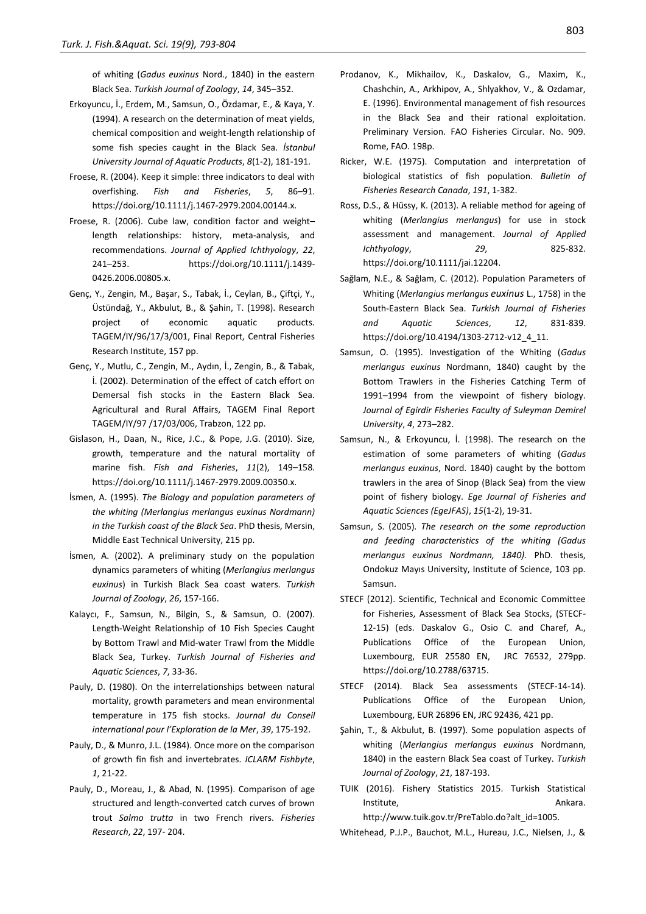of whiting (*Gadus euxinus* Nord., 1840) in the eastern Black Sea. *Turkish Journal of Zoology*, *14*, 345–352.

Erkoyuncu, İ., Erdem, M., Samsun, O., Özdamar, E., & Kaya, Y. (1994). A research on the determination of meat yields, chemical composition and weight-length relationship of some fish species caught in the Black Sea. *İstanbul University Journal of Aquatic Products*, *8*(1-2), 181-191.

Froese, R. (2004). Keep it simple: three indicators to deal with overfishing. *Fish and Fisheries*, *5*, 86–91. https://doi.org/10.1111/j.1467-2979.2004.00144.x.

Froese, R. (2006). Cube law, condition factor and weight–length relationships: history, meta-analysis, and recommendations. *Journal of Applied Ichthyology*, *22*, 241–253. https://doi.org/10.1111/j.1439-0426.2006.00805.x.

Genç, Y., Zengin, M., Başar, S., Tabak, İ., Ceylan, B., Çiftçi, Y., Üstündağ, Y., Akbulut, B., & Şahin, T. (1998). Research project of economic aquatic products. TAGEM/IY/96/17/3/001, Final Report, Central Fisheries Research Institute, 157 pp.

Genç, Y., Mutlu, C., Zengin, M., Aydın, İ., Zengin, B., & Tabak, İ. (2002). Determination of the effect of catch effort on Demersal fish stocks in the Eastern Black Sea. Agricultural and Rural Affairs, TAGEM Final Report TAGEM/IY/97 /17/03/006, Trabzon, 122 pp.

Gislason, H., Daan, N., Rice, J.C., & Pope, J.G. (2010). Size, growth, temperature and the natural mortality of marine fish. *Fish and Fisheries*, *11*(2), 149–158. https://doi.org/10.1111/j.1467-2979.2009.00350.x.

İsmen, A. (1995). *The Biology and population parameters of the whiting (Merlangius merlangus euxinus Nordmann) in the Turkish coast of the Black Sea*. PhD thesis, Mersin, Middle East Technical University, 215 pp.

İsmen, A. (2002). A preliminary study on the population dynamics parameters of whiting (*Merlangius merlangus euxinus*) in Turkish Black Sea coast waters. *Turkish Journal of Zoology*, *26*, 157-166.

Kalaycı, F., Samsun, N., Bilgin, S., & Samsun, O. (2007). Length-Weight Relationship of 10 Fish Species Caught by Bottom Trawl and Mid-water Trawl from the Middle Black Sea, Turkey. *Turkish Journal of Fisheries and Aquatic Sciences*, *7*, 33-36.

Pauly, D. (1980). On the interrelationships between natural mortality, growth parameters and mean environmental temperature in 175 fish stocks. *Journal du Conseil international pour l'Exploration de la Mer*, *39*, 175-192.

Pauly, D., & Munro, J.L. (1984). Once more on the comparison of growth fin fish and invertebrates. *ICLARM Fishbyte*, *1*, 21-22.

Pauly, D., Moreau, J., & Abad, N. (1995). Comparison of age structured and length-converted catch curves of brown trout *Salmo trutta* in two French rivers. *Fisheries Research*, *22*, 197- 204.

Prodanov, K., Mikhailov, K., Daskalov, G., Maxim, K., Chashchin, A., Arkhipov, A., Shlyakhov, V., & Ozdamar, E. (1996). Environmental management of fish resources in the Black Sea and their rational exploitation. Preliminary Version. FAO Fisheries Circular. No. 909. Rome, FAO. 198p.

Ricker, W.E. (1975). Computation and interpretation of biological statistics of fish population. *Bulletin of Fisheries Research Canada*, *191*, 1-382.

Ross, D.S., & Hüssy, K. (2013). A reliable method for ageing of whiting (*Merlangius merlangus*) for use in stock assessment and management. *Journal of Applied Ichthyology*, *29*, 825-832. https://doi.org/10.1111/jai.12204.

Sağlam, N.E., & Sağlam, C. (2012). Population Parameters of Whiting (*Merlangius merlangus euxinus* L., 1758) in the South-Eastern Black Sea. *Turkish Journal of Fisheries and Aquatic Sciences*, *12*, 831-839. https://doi.org/10.4194/1303-2712-v12_4_11.

Samsun, O. (1995). Investigation of the Whiting (*Gadus merlangus euxinus* Nordmann, 1840) caught by the Bottom Trawlers in the Fisheries Catching Term of 1991–1994 from the viewpoint of fishery biology. *Journal of Egirdir Fisheries Faculty of Suleyman Demirel University*, *4*, 273–282.

Samsun, N., & Erkoyuncu, İ. (1998). The research on the estimation of some parameters of whiting (*Gadus merlangus euxinus*, Nord. 1840) caught by the bottom trawlers in the area of Sinop (Black Sea) from the view point of fishery biology. *Ege Journal of Fisheries and Aquatic Sciences (EgeJFAS)*, *15*(1-2), 19-31.

Samsun, S. (2005). *The research on the some reproduction and feeding characteristics of the whiting (Gadus merlangus euxinus Nordmann, 1840).* PhD. thesis, Ondokuz Mayıs University, Institute of Science, 103 pp. Samsun.

STECF (2012). Scientific, Technical and Economic Committee for Fisheries, Assessment of Black Sea Stocks, (STECF-12-15) (eds. Daskalov G., Osio C. and Charef, A., Publications Office of the European Union, Luxembourg, EUR 25580 EN, JRC 76532, 279pp. https://doi.org/10.2788/63715.

STECF (2014). Black Sea assessments (STECF-14-14). Publications Office of the European Union, Luxembourg, EUR 26896 EN, JRC 92436, 421 pp.

Şahin, T., & Akbulut, B. (1997). Some population aspects of whiting (*Merlangius merlangus euxinus* Nordmann, 1840) in the eastern Black Sea coast of Turkey. *Turkish Journal of Zoology*, *21*, 187-193.

TUIK (2016). Fishery Statistics 2015. Turkish Statistical Institute, Ankara. http://www.tuik.gov.tr/PreTablo.do?alt_id=1005.

Whitehead, P.J.P., Bauchot, M.L., Hureau, J.C., Nielsen, J., &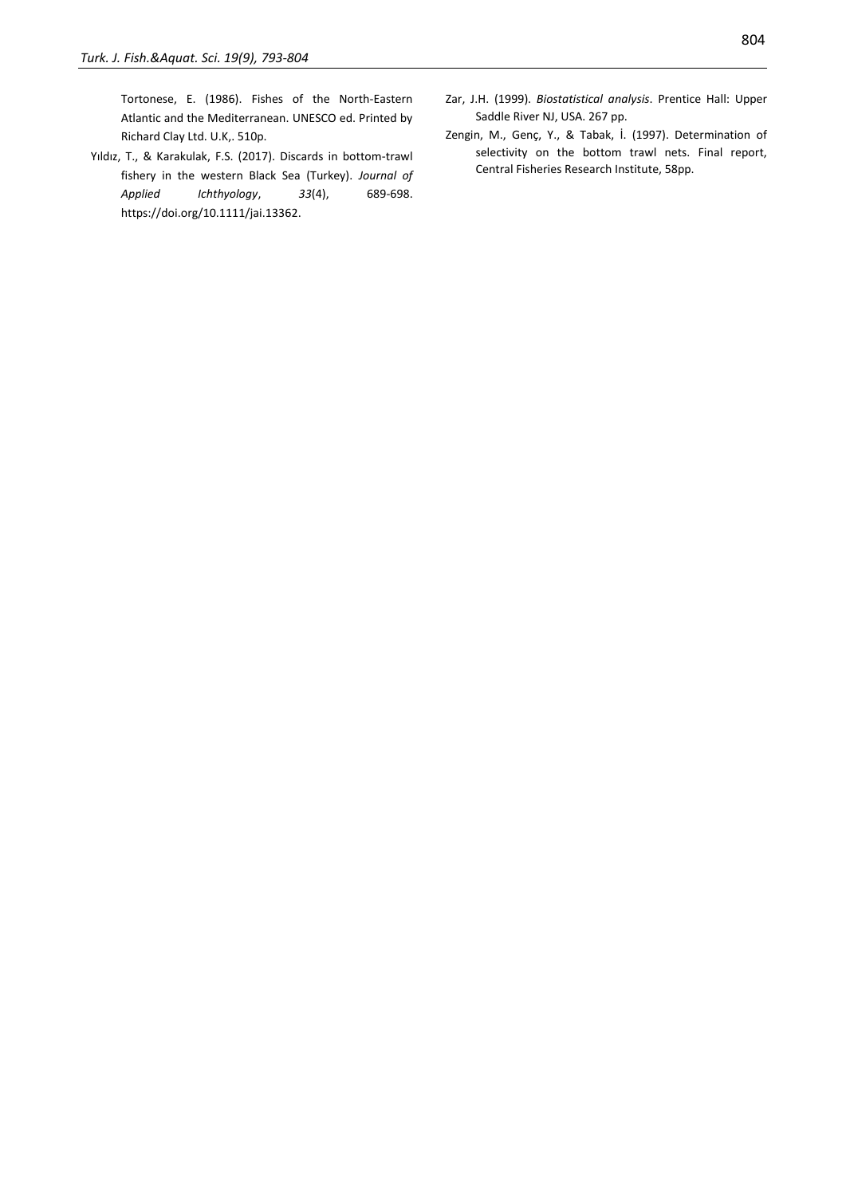Tortonese, E. (1986). Fishes of the North-Eastern Atlantic and the Mediterranean. UNESCO ed. Printed by Richard Clay Ltd. U.K,. 510p.

Yıldız, T., & Karakulak, F.S. (2017). Discards in bottom-trawl fishery in the western Black Sea (Turkey). *Journal of Applied Ichthyology*, *33*(4), 689-698. https://doi.org/10.1111/jai.13362.

Zar, J.H. (1999). *Biostatistical analysis*. Prentice Hall: Upper Saddle River NJ, USA. 267 pp.

Zengin, M., Genç, Y., & Tabak, İ. (1997). Determination of selectivity on the bottom trawl nets. Final report, Central Fisheries Research Institute, 58pp.